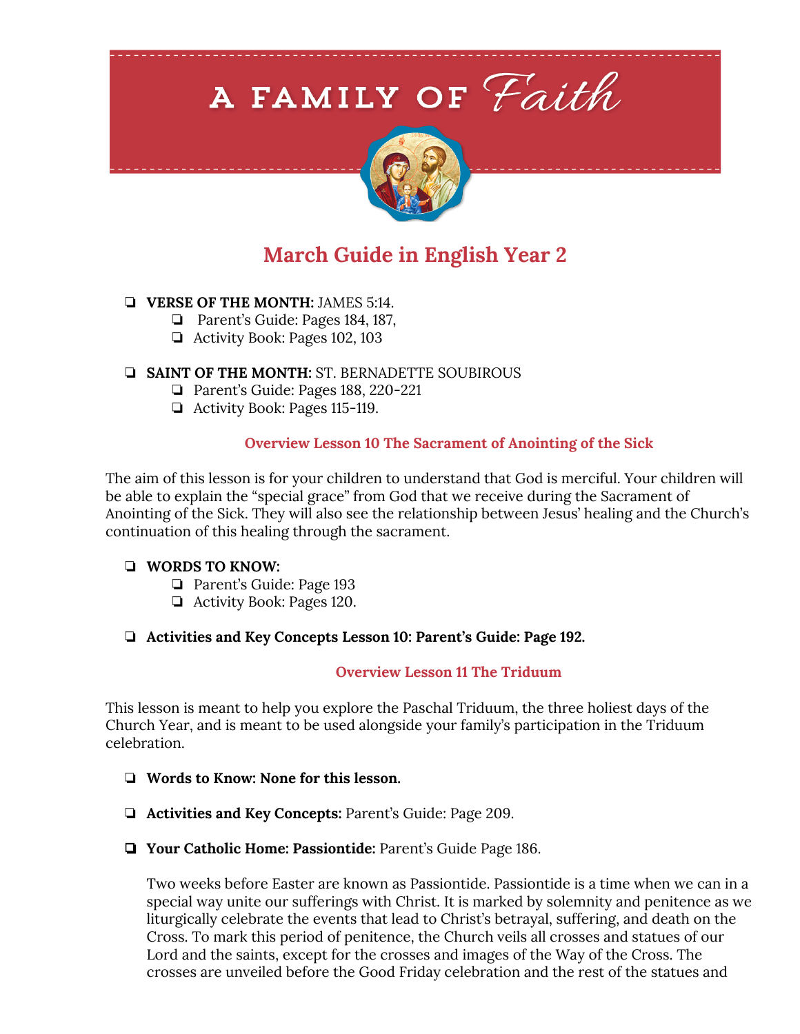# A FAMILY OF *Faith*

## March Guide in English Year 2

- **VERSE OF THE MONTH:** JAMES 5:14.
    - Parent's Guide: Pages 184, 187,
    - Activity Book: Pages 102, 103

- **SAINT OF THE MONTH:** ST. BERNADETTE SOUBIROUS
    - Parent's Guide: Pages 188, 220-221
    - Activity Book: Pages 115-119.

### Overview Lesson 10 The Sacrament of Anointing of the Sick

The aim of this lesson is for your children to understand that God is merciful. Your children will be able to explain the "special grace" from God that we receive during the Sacrament of Anointing of the Sick. They will also see the relationship between Jesus' healing and the Church's continuation of this healing through the sacrament.

- **WORDS TO KNOW:**
    - Parent's Guide: Page 193
    - Activity Book: Pages 120.

- **Activities and Key Concepts Lesson 10: Parent's Guide: Page 192.**

### Overview Lesson 11 The Triduum

This lesson is meant to help you explore the Paschal Triduum, the three holiest days of the Church Year, and is meant to be used alongside your family's participation in the Triduum celebration.

- **Words to Know: None for this lesson.**

- **Activities and Key Concepts:** Parent's Guide: Page 209.

- **Your Catholic Home: Passiontide:** Parent's Guide Page 186.

  Two weeks before Easter are known as Passiontide. Passiontide is a time when we can in a special way unite our sufferings with Christ. It is marked by solemnity and penitence as we liturgically celebrate the events that lead to Christ's betrayal, suffering, and death on the Cross. To mark this period of penitence, the Church veils all crosses and statues of our Lord and the saints, except for the crosses and images of the Way of the Cross. The crosses are unveiled before the Good Friday celebration and the rest of the statues and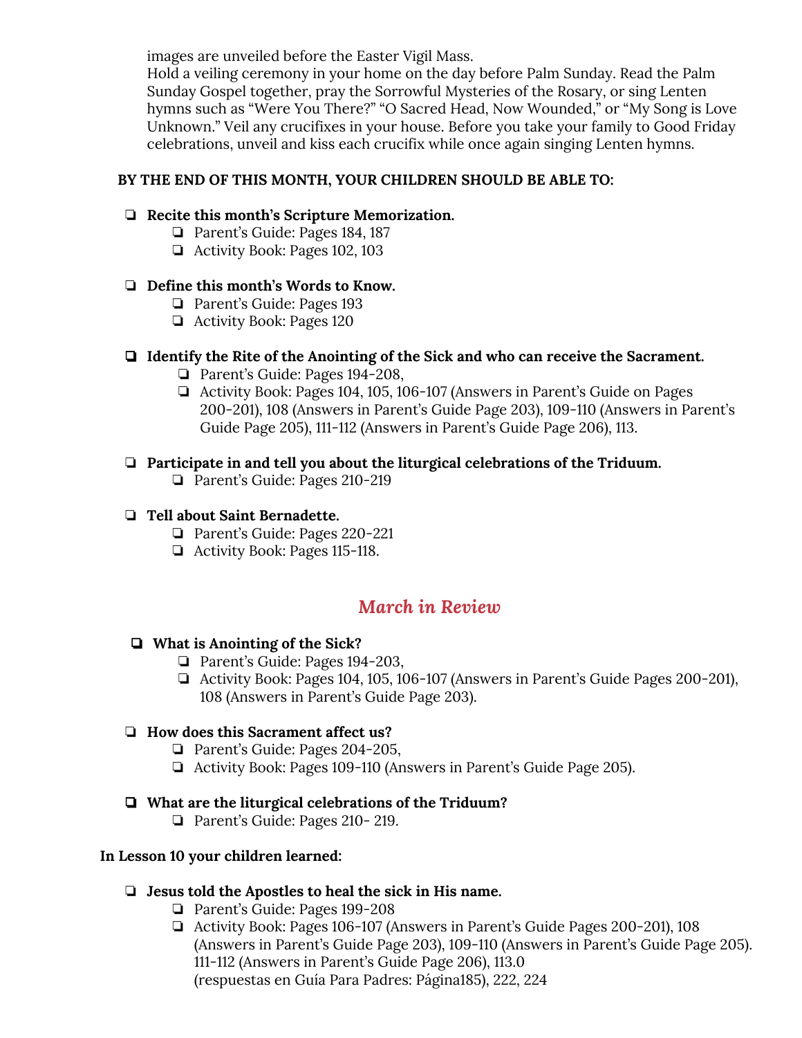images are unveiled before the Easter Vigil Mass.
Hold a veiling ceremony in your home on the day before Palm Sunday. Read the Palm Sunday Gospel together, pray the Sorrowful Mysteries of the Rosary, or sing Lenten hymns such as "Were You There?" "O Sacred Head, Now Wounded," or "My Song is Love Unknown." Veil any crucifixes in your house. Before you take your family to Good Friday celebrations, unveil and kiss each crucifix while once again singing Lenten hymns.

**BY THE END OF THIS MONTH, YOUR CHILDREN SHOULD BE ABLE TO:**

- ❏ **Recite this month's Scripture Memorization.**
  - ❏ Parent's Guide: Pages 184, 187
  - ❏ Activity Book: Pages 102, 103
- ❏ **Define this month's Words to Know.**
  - ❏ Parent's Guide: Pages 193
  - ❏ Activity Book: Pages 120
- ❏ **Identify the Rite of the Anointing of the Sick and who can receive the Sacrament.**
  - ❏ Parent's Guide: Pages 194-208,
  - ❏ Activity Book: Pages 104, 105, 106-107 (Answers in Parent's Guide on Pages 200-201), 108 (Answers in Parent's Guide Page 203), 109-110 (Answers in Parent's Guide Page 205), 111-112 (Answers in Parent's Guide Page 206), 113.
- ❏ **Participate in and tell you about the liturgical celebrations of the Triduum.**
  - ❏ Parent's Guide: Pages 210-219
- ❏ **Tell about Saint Bernadette.**
  - ❏ Parent's Guide: Pages 220-221
  - ❏ Activity Book: Pages 115-118.

## *March in Review*

- ❏ **What is Anointing of the Sick?**
  - ❏ Parent's Guide: Pages 194-203,
  - ❏ Activity Book: Pages 104, 105, 106-107 (Answers in Parent's Guide Pages 200-201), 108 (Answers in Parent's Guide Page 203).
- ❏ **How does this Sacrament affect us?**
  - ❏ Parent's Guide: Pages 204-205,
  - ❏ Activity Book: Pages 109-110 (Answers in Parent's Guide Page 205).
- ❏ **What are the liturgical celebrations of the Triduum?**
  - ❏ Parent's Guide: Pages 210- 219.

**In Lesson 10 your children learned:**

- ❏ **Jesus told the Apostles to heal the sick in His name.**
  - ❏ Parent's Guide: Pages 199-208
  - ❏ Activity Book: Pages 106-107 (Answers in Parent's Guide Pages 200-201), 108 (Answers in Parent's Guide Page 203), 109-110 (Answers in Parent's Guide Page 205). 111-112 (Answers in Parent's Guide Page 206), 113.0
    (respuestas en Guía Para Padres: Página185), 222, 224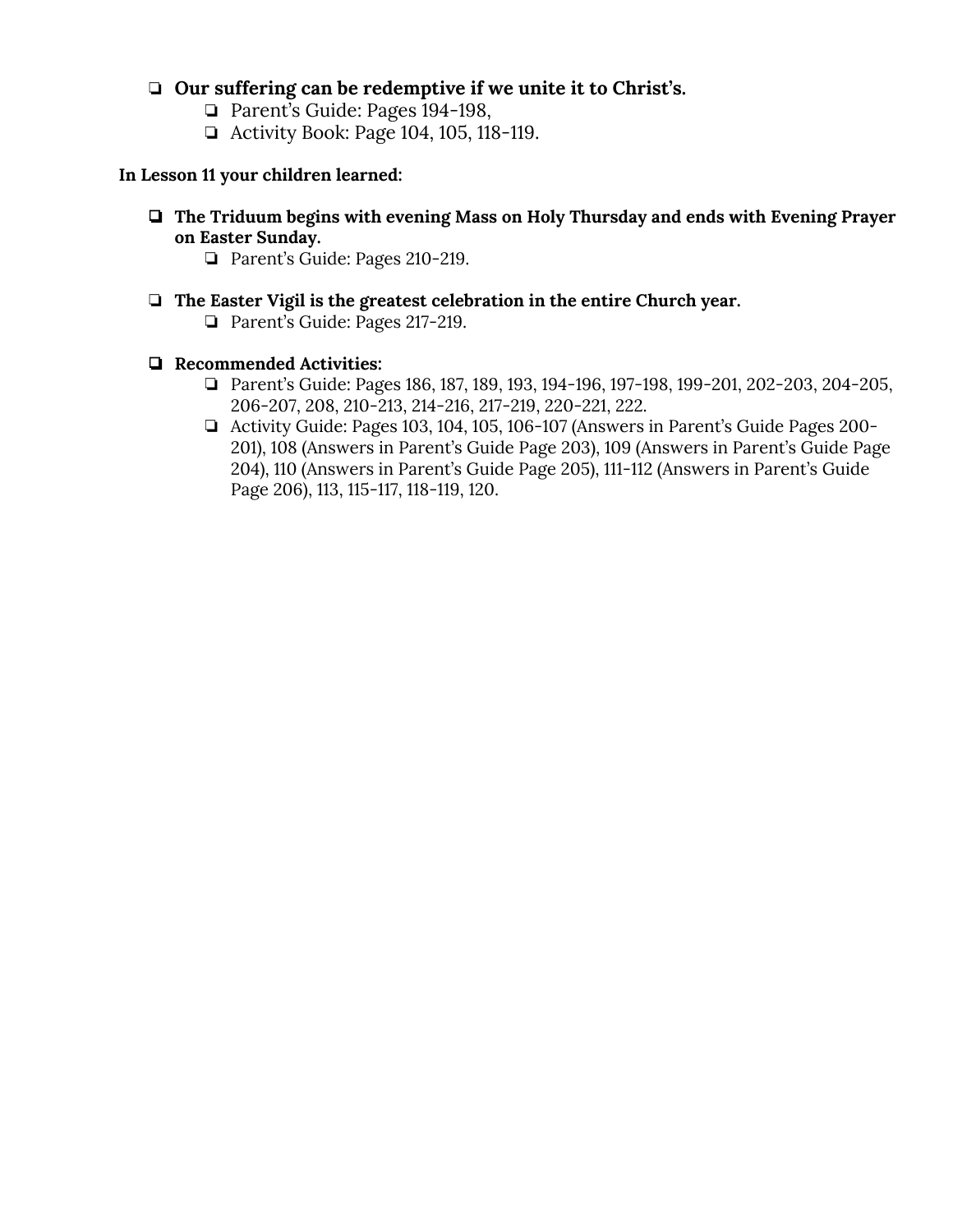- **Our suffering can be redemptive if we unite it to Christ's.**
  - Parent's Guide: Pages 194-198,
  - Activity Book: Page 104, 105, 118-119.

**In Lesson 11 your children learned:**

- **The Triduum begins with evening Mass on Holy Thursday and ends with Evening Prayer on Easter Sunday.**
  - Parent's Guide: Pages 210-219.

- **The Easter Vigil is the greatest celebration in the entire Church year.**
  - Parent's Guide: Pages 217-219.

- **Recommended Activities:**
  - Parent's Guide: Pages 186, 187, 189, 193, 194-196, 197-198, 199-201, 202-203, 204-205, 206-207, 208, 210-213, 214-216, 217-219, 220-221, 222.
  - Activity Guide: Pages 103, 104, 105, 106-107 (Answers in Parent's Guide Pages 200-201), 108 (Answers in Parent's Guide Page 203), 109 (Answers in Parent's Guide Page 204), 110 (Answers in Parent's Guide Page 205), 111-112 (Answers in Parent's Guide Page 206), 113, 115-117, 118-119, 120.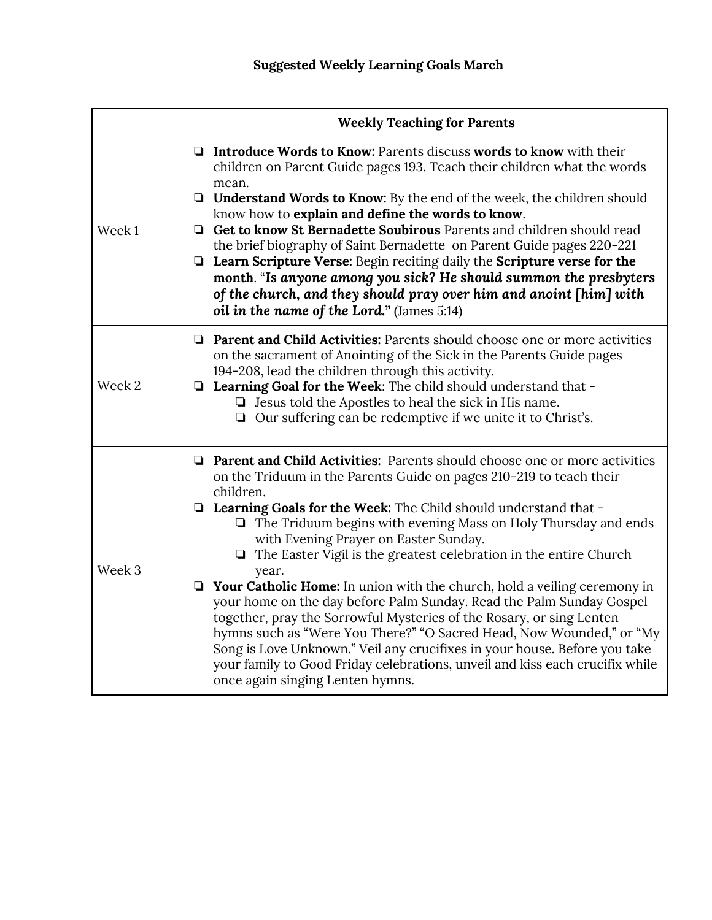**Suggested Weekly Learning Goals March**

| | **Weekly Teaching for Parents** |
|---|---|
| Week 1 | ❏ **Introduce Words to Know:** Parents discuss **words to know** with their children on Parent Guide pages 193. Teach their children what the words mean.<br>❏ **Understand Words to Know:** By the end of the week, the children should know how to **explain and define the words to know**.<br>❏ **Get to know St Bernadette Soubirous** Parents and children should read the brief biography of Saint Bernadette on Parent Guide pages 220-221<br>❏ **Learn Scripture Verse:** Begin reciting daily the **Scripture verse for the month**. "***Is anyone among you sick? He should summon the presbyters of the church, and they should pray over him and anoint [him] with oil in the name of the Lord.***" (James 5:14) |
| Week 2 | ❏ **Parent and Child Activities:** Parents should choose one or more activities on the sacrament of Anointing of the Sick in the Parents Guide pages 194-208, lead the children through this activity.<br>❏ **Learning Goal for the Week**: The child should understand that -<br>&nbsp;&nbsp;&nbsp;&nbsp;❏ Jesus told the Apostles to heal the sick in His name.<br>&nbsp;&nbsp;&nbsp;&nbsp;❏ Our suffering can be redemptive if we unite it to Christ's. |
| Week 3 | ❏ **Parent and Child Activities:** Parents should choose one or more activities on the Triduum in the Parents Guide on pages 210-219 to teach their children.<br>❏ **Learning Goals for the Week:** The Child should understand that -<br>&nbsp;&nbsp;&nbsp;&nbsp;❏ The Triduum begins with evening Mass on Holy Thursday and ends with Evening Prayer on Easter Sunday.<br>&nbsp;&nbsp;&nbsp;&nbsp;❏ The Easter Vigil is the greatest celebration in the entire Church year.<br>❏ **Your Catholic Home:** In union with the church, hold a veiling ceremony in your home on the day before Palm Sunday. Read the Palm Sunday Gospel together, pray the Sorrowful Mysteries of the Rosary, or sing Lenten hymns such as "Were You There?" "O Sacred Head, Now Wounded," or "My Song is Love Unknown." Veil any crucifixes in your house. Before you take your family to Good Friday celebrations, unveil and kiss each crucifix while once again singing Lenten hymns. |